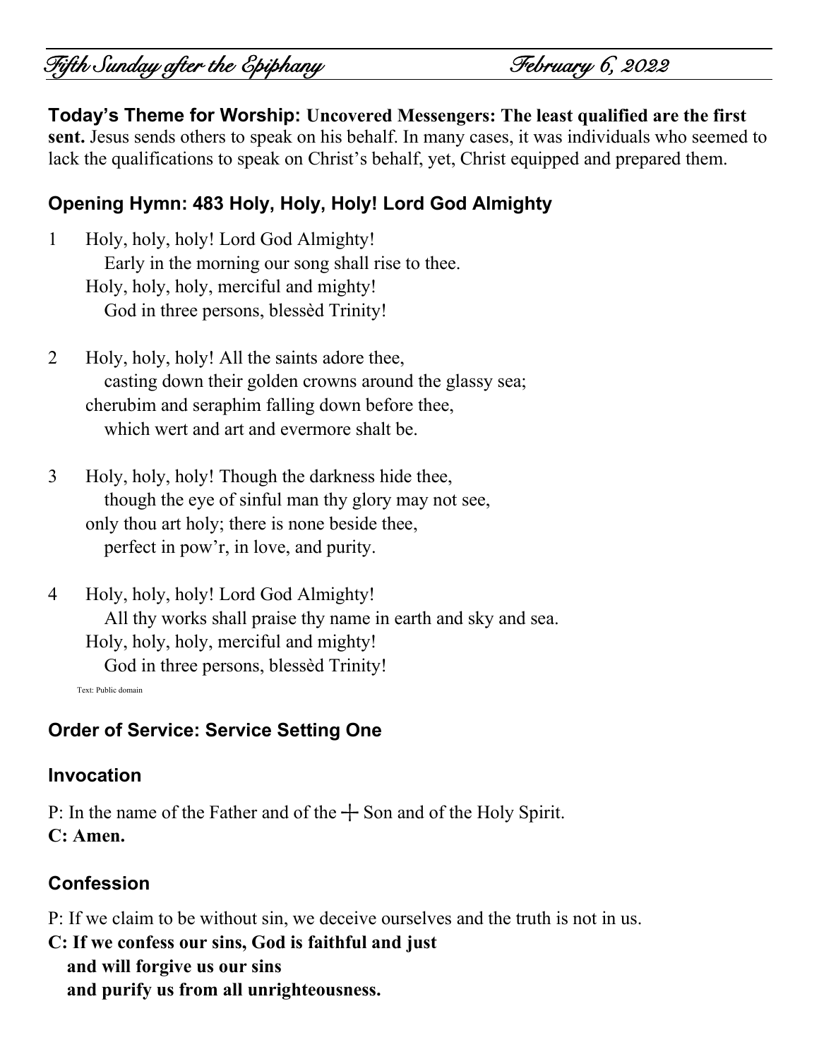# Fifth Sunday after the Epiphany — February 6, 2022

**Today's Theme for Worship: Uncovered Messengers: The least qualified are the first sent.** Jesus sends others to speak on his behalf. In many cases, it was individuals who seemed to lack the qualifications to speak on Christ's behalf, yet, Christ equipped and prepared them.

## Opening Hymn: 483 Holy, Holy, Holy! Lord God Almighty

1 Holy, holy, holy! Lord God Almighty!
  Early in the morning our song shall rise to thee.
 Holy, holy, holy, merciful and mighty!
  God in three persons, blessèd Trinity!

2 Holy, holy, holy! All the saints adore thee,
  casting down their golden crowns around the glassy sea;
 cherubim and seraphim falling down before thee,
  which wert and art and evermore shalt be.

3 Holy, holy, holy! Though the darkness hide thee,
  though the eye of sinful man thy glory may not see,
 only thou art holy; there is none beside thee,
  perfect in pow'r, in love, and purity.

4 Holy, holy, holy! Lord God Almighty!
  All thy works shall praise thy name in earth and sky and sea.
 Holy, holy, holy, merciful and mighty!
  God in three persons, blessèd Trinity!

Text: Public domain

## Order of Service: Service Setting One

### Invocation

P: In the name of the Father and of the ┼ Son and of the Holy Spirit.
**C: Amen.**

### Confession

P: If we claim to be without sin, we deceive ourselves and the truth is not in us.
**C: If we confess our sins, God is faithful and just
 and will forgive us our sins
 and purify us from all unrighteousness.**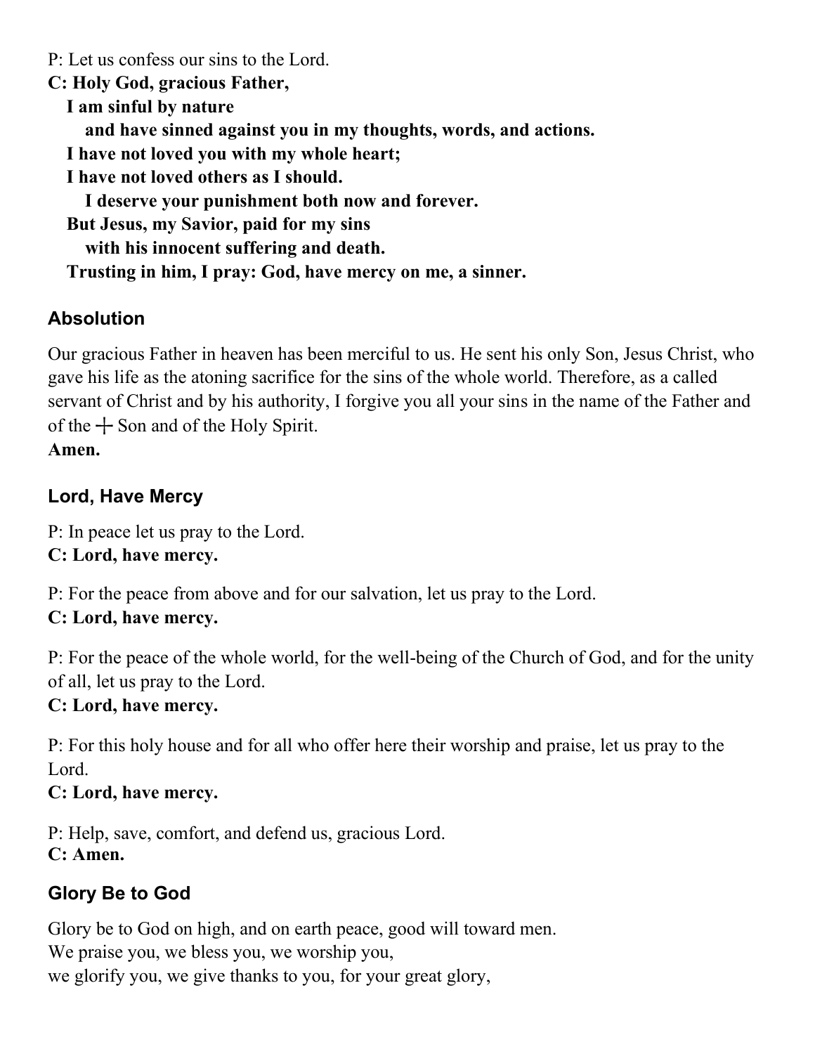P: Let us confess our sins to the Lord.

**C: Holy God, gracious Father,**
**I am sinful by nature**
**and have sinned against you in my thoughts, words, and actions.**
**I have not loved you with my whole heart;**
**I have not loved others as I should.**
**I deserve your punishment both now and forever.**
**But Jesus, my Savior, paid for my sins**
**with his innocent suffering and death.**
**Trusting in him, I pray: God, have mercy on me, a sinner.**

### Absolution

Our gracious Father in heaven has been merciful to us. He sent his only Son, Jesus Christ, who gave his life as the atoning sacrifice for the sins of the whole world. Therefore, as a called servant of Christ and by his authority, I forgive you all your sins in the name of the Father and of the ┼ Son and of the Holy Spirit.
**Amen.**

### Lord, Have Mercy

P: In peace let us pray to the Lord.
**C: Lord, have mercy.**

P: For the peace from above and for our salvation, let us pray to the Lord.
**C: Lord, have mercy.**

P: For the peace of the whole world, for the well-being of the Church of God, and for the unity of all, let us pray to the Lord.
**C: Lord, have mercy.**

P: For this holy house and for all who offer here their worship and praise, let us pray to the Lord.
**C: Lord, have mercy.**

P: Help, save, comfort, and defend us, gracious Lord.
**C: Amen.**

### Glory Be to God

Glory be to God on high, and on earth peace, good will toward men.
We praise you, we bless you, we worship you,
we glorify you, we give thanks to you, for your great glory,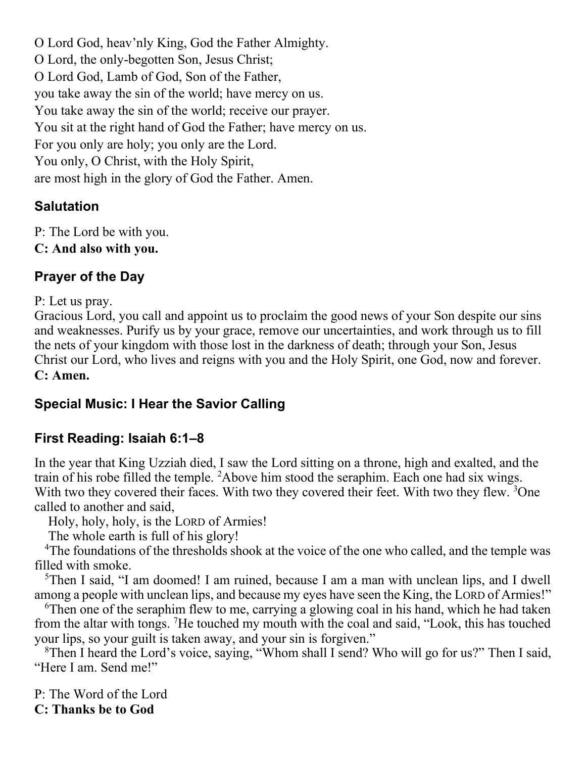O Lord God, heav'nly King, God the Father Almighty.
O Lord, the only-begotten Son, Jesus Christ;
O Lord God, Lamb of God, Son of the Father,
you take away the sin of the world; have mercy on us.
You take away the sin of the world; receive our prayer.
You sit at the right hand of God the Father; have mercy on us.
For you only are holy; you only are the Lord.
You only, O Christ, with the Holy Spirit,
are most high in the glory of God the Father. Amen.

### Salutation

P: The Lord be with you.
**C: And also with you.**

### Prayer of the Day

P: Let us pray.
Gracious Lord, you call and appoint us to proclaim the good news of your Son despite our sins and weaknesses. Purify us by your grace, remove our uncertainties, and work through us to fill the nets of your kingdom with those lost in the darkness of death; through your Son, Jesus Christ our Lord, who lives and reigns with you and the Holy Spirit, one God, now and forever.
**C: Amen.**

### Special Music: I Hear the Savior Calling

### First Reading: Isaiah 6:1–8

In the year that King Uzziah died, I saw the Lord sitting on a throne, high and exalted, and the train of his robe filled the temple. [2]Above him stood the seraphim. Each one had six wings. With two they covered their faces. With two they covered their feet. With two they flew. [3]One called to another and said,

Holy, holy, holy, is the LORD of Armies!
The whole earth is full of his glory!

[4]The foundations of the thresholds shook at the voice of the one who called, and the temple was filled with smoke.

[5]Then I said, "I am doomed! I am ruined, because I am a man with unclean lips, and I dwell among a people with unclean lips, and because my eyes have seen the King, the LORD of Armies!"

[6]Then one of the seraphim flew to me, carrying a glowing coal in his hand, which he had taken from the altar with tongs. [7]He touched my mouth with the coal and said, "Look, this has touched your lips, so your guilt is taken away, and your sin is forgiven."

[8]Then I heard the Lord's voice, saying, "Whom shall I send? Who will go for us?" Then I said, "Here I am. Send me!"

P: The Word of the Lord
**C: Thanks be to God**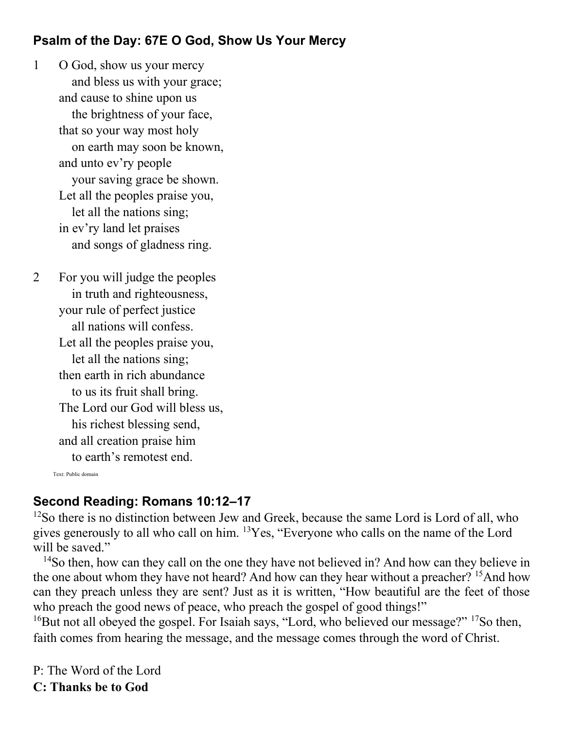## Psalm of the Day: 67E O God, Show Us Your Mercy

1 O God, show us your mercy
  and bless us with your grace;
 and cause to shine upon us
  the brightness of your face,
 that so your way most holy
  on earth may soon be known,
 and unto ev'ry people
  your saving grace be shown.
 Let all the peoples praise you,
  let all the nations sing;
 in ev'ry land let praises
  and songs of gladness ring.

2 For you will judge the peoples
  in truth and righteousness,
 your rule of perfect justice
  all nations will confess.
 Let all the peoples praise you,
  let all the nations sing;
 then earth in rich abundance
  to us its fruit shall bring.
 The Lord our God will bless us,
  his richest blessing send,
 and all creation praise him
  to earth's remotest end.

Text: Public domain

## Second Reading: Romans 10:12–17

[12]So there is no distinction between Jew and Greek, because the same Lord is Lord of all, who gives generously to all who call on him. [13]Yes, "Everyone who calls on the name of the Lord will be saved."

[14]So then, how can they call on the one they have not believed in? And how can they believe in the one about whom they have not heard? And how can they hear without a preacher? [15]And how can they preach unless they are sent? Just as it is written, "How beautiful are the feet of those who preach the good news of peace, who preach the gospel of good things!"

[16]But not all obeyed the gospel. For Isaiah says, "Lord, who believed our message?" [17]So then, faith comes from hearing the message, and the message comes through the word of Christ.

P: The Word of the Lord
**C: Thanks be to God**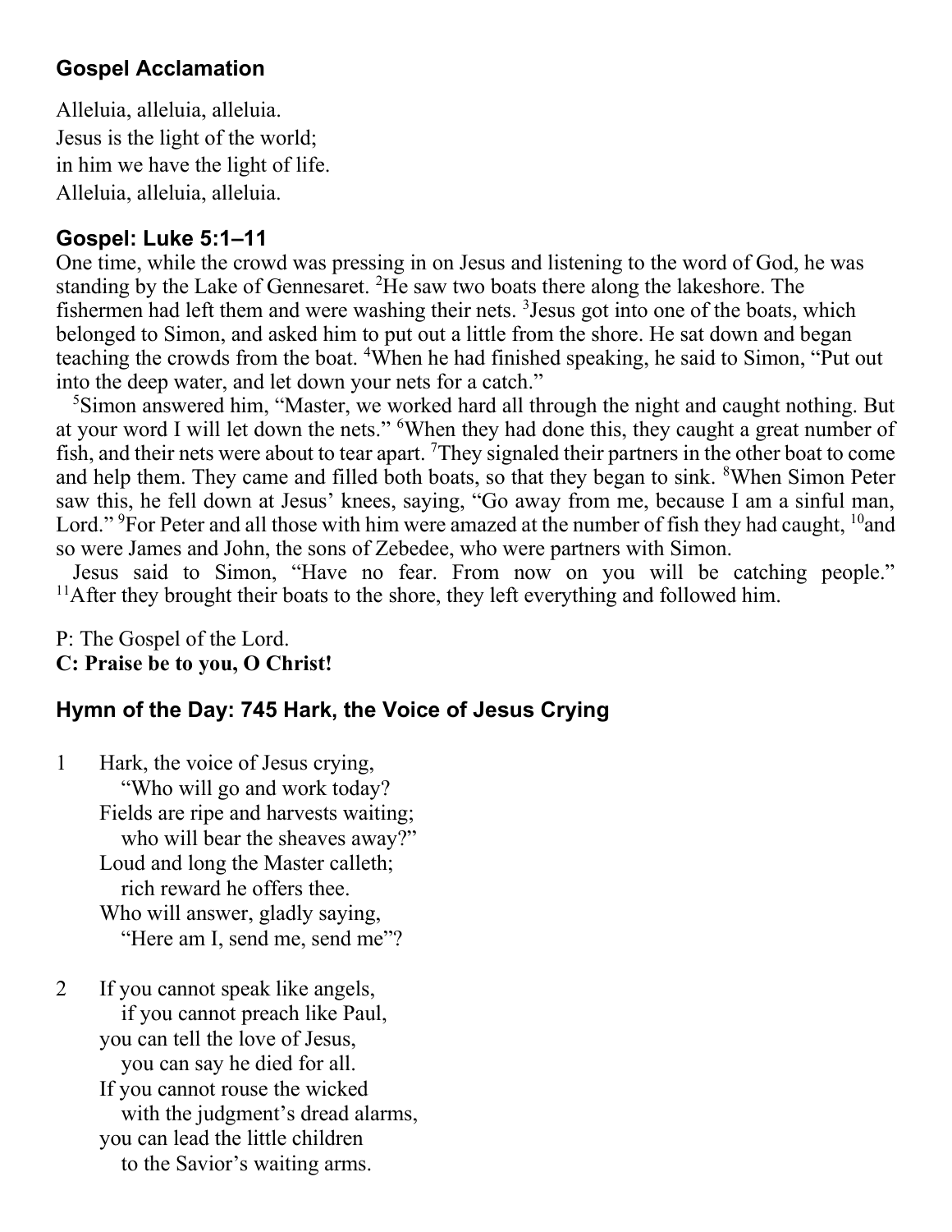## Gospel Acclamation

Alleluia, alleluia, alleluia.
Jesus is the light of the world;
in him we have the light of life.
Alleluia, alleluia, alleluia.

## Gospel: Luke 5:1–11

One time, while the crowd was pressing in on Jesus and listening to the word of God, he was standing by the Lake of Gennesaret. [2]He saw two boats there along the lakeshore. The fishermen had left them and were washing their nets. [3]Jesus got into one of the boats, which belonged to Simon, and asked him to put out a little from the shore. He sat down and began teaching the crowds from the boat. [4]When he had finished speaking, he said to Simon, "Put out into the deep water, and let down your nets for a catch."

[5]Simon answered him, "Master, we worked hard all through the night and caught nothing. But at your word I will let down the nets." [6]When they had done this, they caught a great number of fish, and their nets were about to tear apart. [7]They signaled their partners in the other boat to come and help them. They came and filled both boats, so that they began to sink. [8]When Simon Peter saw this, he fell down at Jesus' knees, saying, "Go away from me, because I am a sinful man, Lord." [9]For Peter and all those with him were amazed at the number of fish they had caught, [10]and so were James and John, the sons of Zebedee, who were partners with Simon.

Jesus said to Simon, "Have no fear. From now on you will be catching people." [11]After they brought their boats to the shore, they left everything and followed him.

P: The Gospel of the Lord.
**C: Praise be to you, O Christ!**

## Hymn of the Day: 745 Hark, the Voice of Jesus Crying

1 Hark, the voice of Jesus crying,
  "Who will go and work today?
Fields are ripe and harvests waiting;
  who will bear the sheaves away?"
Loud and long the Master calleth;
  rich reward he offers thee.
Who will answer, gladly saying,
  "Here am I, send me, send me"?

2 If you cannot speak like angels,
  if you cannot preach like Paul,
you can tell the love of Jesus,
  you can say he died for all.
If you cannot rouse the wicked
  with the judgment's dread alarms,
you can lead the little children
  to the Savior's waiting arms.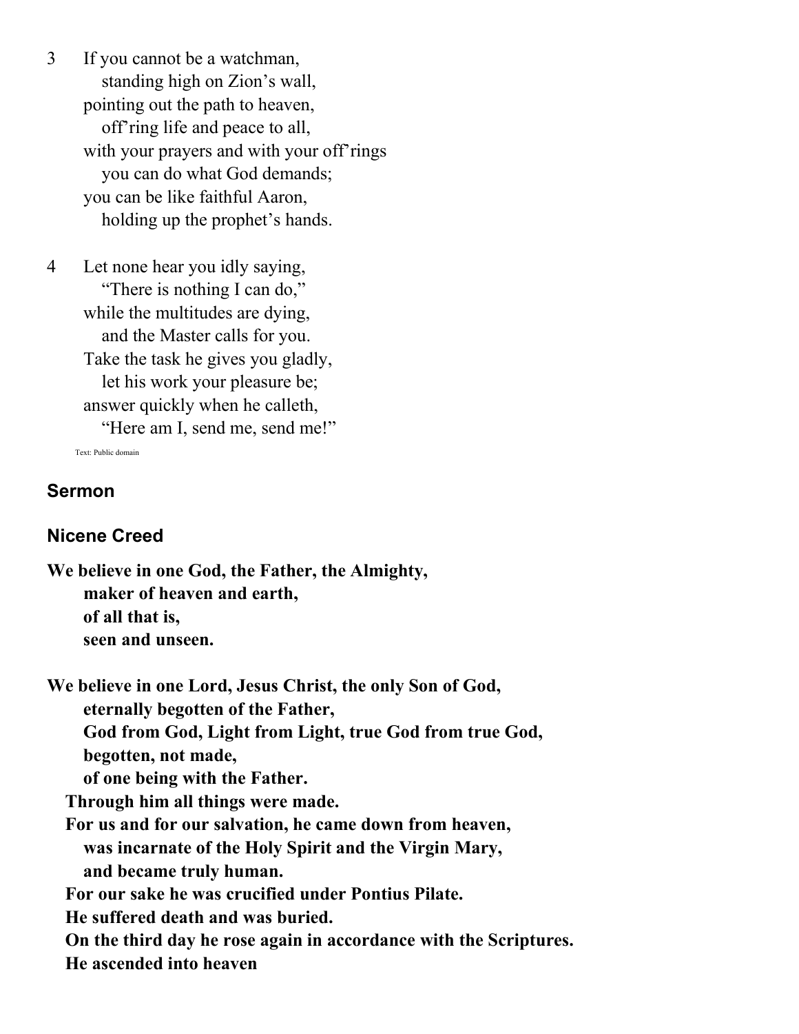3 If you cannot be a watchman,
   standing high on Zion's wall,
 pointing out the path to heaven,
   off'ring life and peace to all,
 with your prayers and with your off'rings
   you can do what God demands;
 you can be like faithful Aaron,
   holding up the prophet's hands.

4 Let none hear you idly saying,
   "There is nothing I can do,"
 while the multitudes are dying,
   and the Master calls for you.
 Take the task he gives you gladly,
   let his work your pleasure be;
 answer quickly when he calleth,
   "Here am I, send me, send me!"

Text: Public domain

## Sermon

## Nicene Creed

**We believe in one God, the Father, the Almighty,**
**maker of heaven and earth,**
**of all that is,**
**seen and unseen.**

**We believe in one Lord, Jesus Christ, the only Son of God,**
**eternally begotten of the Father,**
**God from God, Light from Light, true God from true God,**
**begotten, not made,**
**of one being with the Father.**
**Through him all things were made.**
**For us and for our salvation, he came down from heaven,**
**was incarnate of the Holy Spirit and the Virgin Mary,**
**and became truly human.**
**For our sake he was crucified under Pontius Pilate.**
**He suffered death and was buried.**
**On the third day he rose again in accordance with the Scriptures.**
**He ascended into heaven**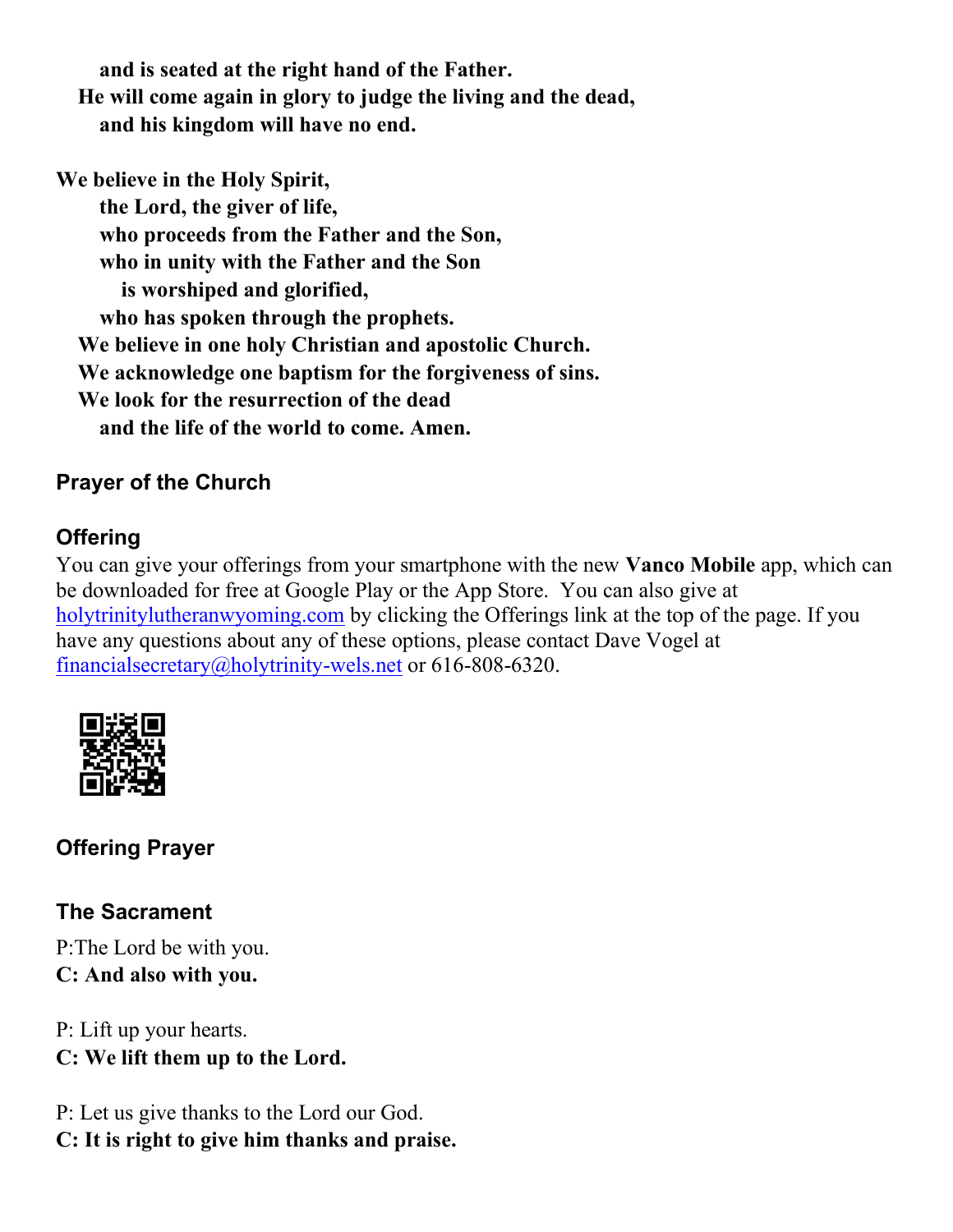**and is seated at the right hand of the Father.**
**He will come again in glory to judge the living and the dead,**
**and his kingdom will have no end.**

**We believe in the Holy Spirit,**
**the Lord, the giver of life,**
**who proceeds from the Father and the Son,**
**who in unity with the Father and the Son**
**is worshiped and glorified,**
**who has spoken through the prophets.**
**We believe in one holy Christian and apostolic Church.**
**We acknowledge one baptism for the forgiveness of sins.**
**We look for the resurrection of the dead**
**and the life of the world to come. Amen.**

### Prayer of the Church

### Offering

You can give your offerings from your smartphone with the new **Vanco Mobile** app, which can be downloaded for free at Google Play or the App Store. You can also give at holytrinitylutheranwyoming.com by clicking the Offerings link at the top of the page. If you have any questions about any of these options, please contact Dave Vogel at financialsecretary@holytrinity-wels.net or 616-808-6320.

### Offering Prayer

### The Sacrament

P:The Lord be with you.
**C: And also with you.**

P: Lift up your hearts.
**C: We lift them up to the Lord.**

P: Let us give thanks to the Lord our God.
**C: It is right to give him thanks and praise.**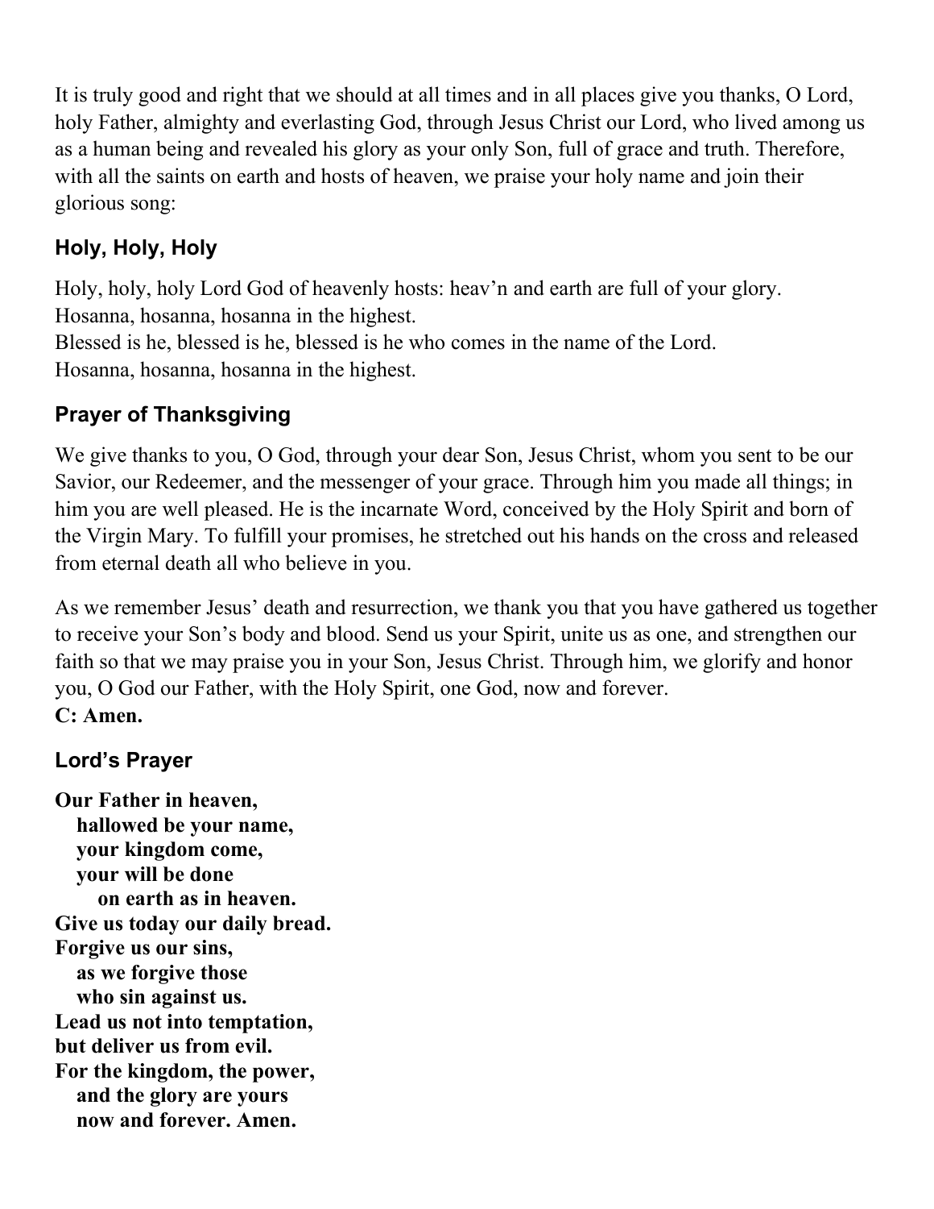It is truly good and right that we should at all times and in all places give you thanks, O Lord, holy Father, almighty and everlasting God, through Jesus Christ our Lord, who lived among us as a human being and revealed his glory as your only Son, full of grace and truth. Therefore, with all the saints on earth and hosts of heaven, we praise your holy name and join their glorious song:

### Holy, Holy, Holy

Holy, holy, holy Lord God of heavenly hosts: heav'n and earth are full of your glory.
Hosanna, hosanna, hosanna in the highest.
Blessed is he, blessed is he, blessed is he who comes in the name of the Lord.
Hosanna, hosanna, hosanna in the highest.

### Prayer of Thanksgiving

We give thanks to you, O God, through your dear Son, Jesus Christ, whom you sent to be our Savior, our Redeemer, and the messenger of your grace. Through him you made all things; in him you are well pleased. He is the incarnate Word, conceived by the Holy Spirit and born of the Virgin Mary. To fulfill your promises, he stretched out his hands on the cross and released from eternal death all who believe in you.

As we remember Jesus' death and resurrection, we thank you that you have gathered us together to receive your Son's body and blood. Send us your Spirit, unite us as one, and strengthen our faith so that we may praise you in your Son, Jesus Christ. Through him, we glorify and honor you, O God our Father, with the Holy Spirit, one God, now and forever.
**C: Amen.**

### Lord's Prayer

**Our Father in heaven,**
**hallowed be your name,**
**your kingdom come,**
**your will be done**
**on earth as in heaven.**
**Give us today our daily bread.**
**Forgive us our sins,**
**as we forgive those**
**who sin against us.**
**Lead us not into temptation,**
**but deliver us from evil.**
**For the kingdom, the power,**
**and the glory are yours**
**now and forever. Amen.**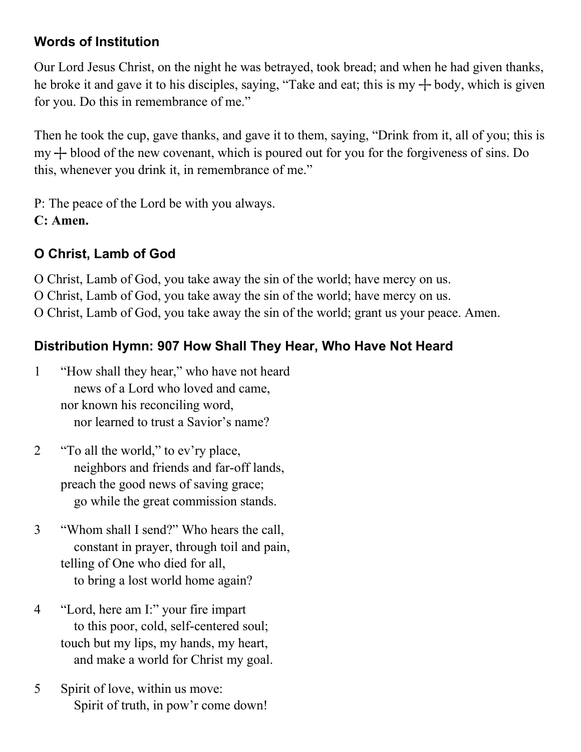### Words of Institution

Our Lord Jesus Christ, on the night he was betrayed, took bread; and when he had given thanks, he broke it and gave it to his disciples, saying, “Take and eat; this is my ┼ body, which is given for you. Do this in remembrance of me.”

Then he took the cup, gave thanks, and gave it to them, saying, “Drink from it, all of you; this is my ┼ blood of the new covenant, which is poured out for you for the forgiveness of sins. Do this, whenever you drink it, in remembrance of me.”

P: The peace of the Lord be with you always.
**C: Amen.**

### O Christ, Lamb of God

O Christ, Lamb of God, you take away the sin of the world; have mercy on us.
O Christ, Lamb of God, you take away the sin of the world; have mercy on us.
O Christ, Lamb of God, you take away the sin of the world; grant us your peace. Amen.

### Distribution Hymn: 907 How Shall They Hear, Who Have Not Heard

1 “How shall they hear,” who have not heard
   news of a Lord who loved and came,
 nor known his reconciling word,
   nor learned to trust a Savior’s name?

2 “To all the world,” to ev’ry place,
   neighbors and friends and far-off lands,
 preach the good news of saving grace;
   go while the great commission stands.

3 “Whom shall I send?” Who hears the call,
   constant in prayer, through toil and pain,
 telling of One who died for all,
   to bring a lost world home again?

4 “Lord, here am I:” your fire impart
   to this poor, cold, self-centered soul;
 touch but my lips, my hands, my heart,
   and make a world for Christ my goal.

5 Spirit of love, within us move:
   Spirit of truth, in pow’r come down!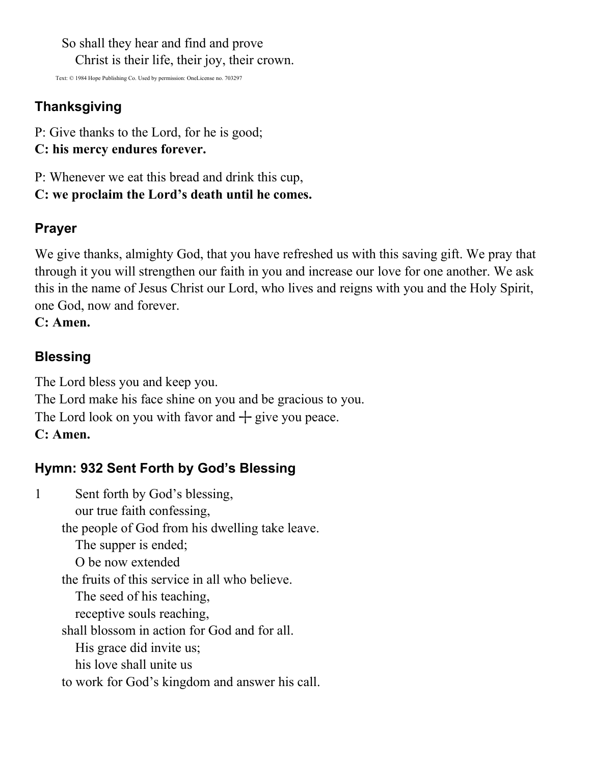So shall they hear and find and prove
Christ is their life, their joy, their crown.

Text: © 1984 Hope Publishing Co. Used by permission: OneLicense no. 703297

## Thanksgiving

P: Give thanks to the Lord, for he is good;
**C: his mercy endures forever.**

P: Whenever we eat this bread and drink this cup,
**C: we proclaim the Lord's death until he comes.**

## Prayer

We give thanks, almighty God, that you have refreshed us with this saving gift. We pray that through it you will strengthen our faith in you and increase our love for one another. We ask this in the name of Jesus Christ our Lord, who lives and reigns with you and the Holy Spirit, one God, now and forever.
**C: Amen.**

## Blessing

The Lord bless you and keep you.
The Lord make his face shine on you and be gracious to you.
The Lord look on you with favor and ┼ give you peace.
**C: Amen.**

## Hymn: 932 Sent Forth by God's Blessing

1 Sent forth by God's blessing,
our true faith confessing,
the people of God from his dwelling take leave.
The supper is ended;
O be now extended
the fruits of this service in all who believe.
The seed of his teaching,
receptive souls reaching,
shall blossom in action for God and for all.
His grace did invite us;
his love shall unite us
to work for God's kingdom and answer his call.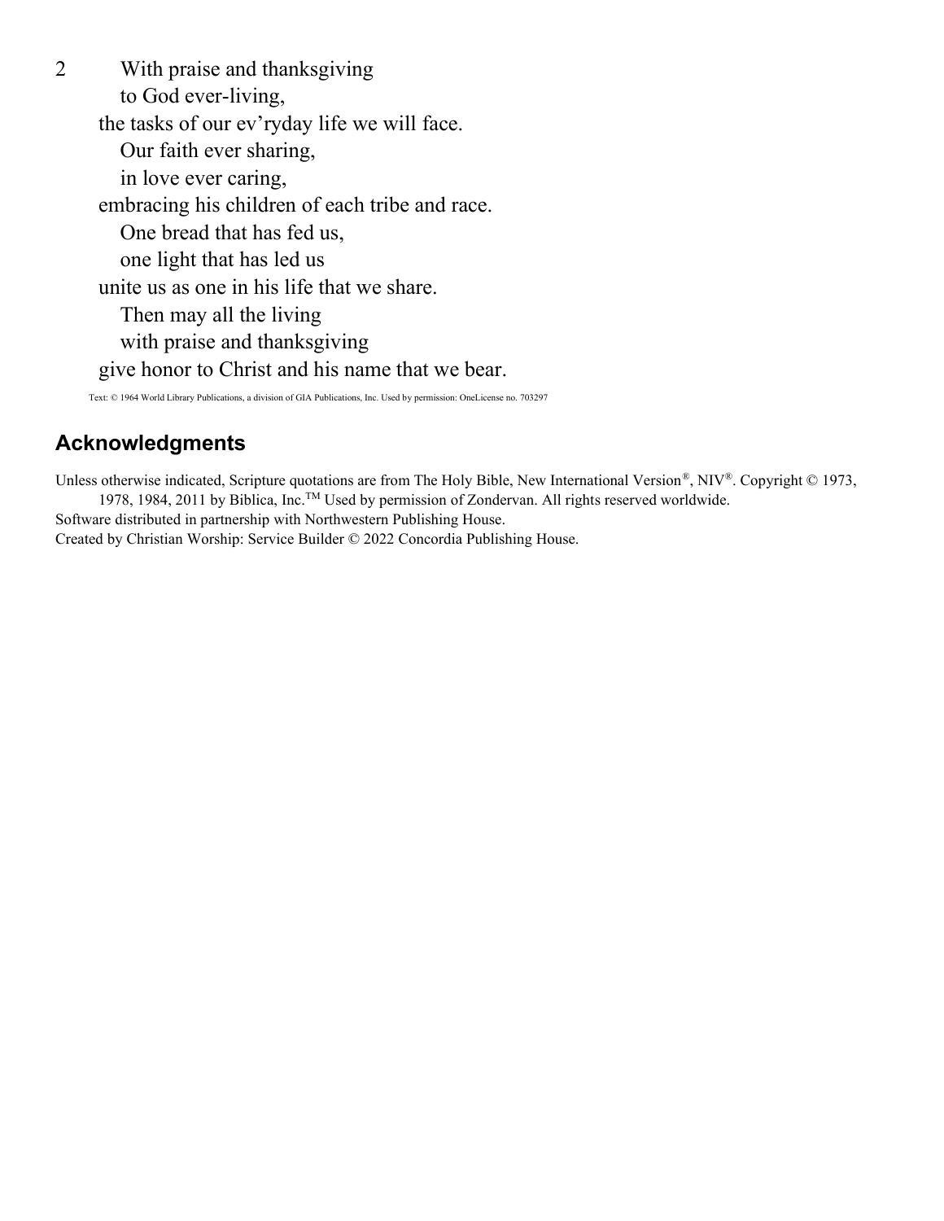2 With praise and thanksgiving
to God ever-living,
the tasks of our ev'ryday life we will face.
Our faith ever sharing,
in love ever caring,
embracing his children of each tribe and race.
One bread that has fed us,
one light that has led us
unite us as one in his life that we share.
Then may all the living
with praise and thanksgiving
give honor to Christ and his name that we bear.

Text: © 1964 World Library Publications, a division of GIA Publications, Inc. Used by permission: OneLicense no. 703297

## Acknowledgments

Unless otherwise indicated, Scripture quotations are from The Holy Bible, New International Version®, NIV®. Copyright © 1973, 1978, 1984, 2011 by Biblica, Inc.™ Used by permission of Zondervan. All rights reserved worldwide.
Software distributed in partnership with Northwestern Publishing House.
Created by Christian Worship: Service Builder © 2022 Concordia Publishing House.